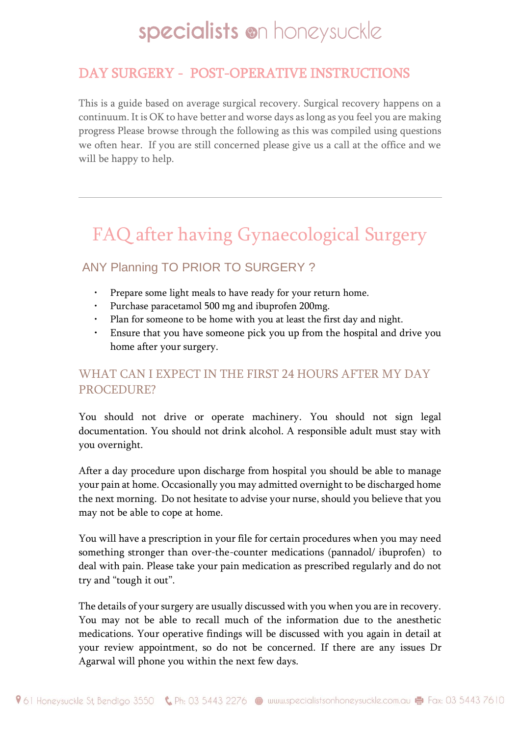specialists on honeysuckle

## DAY SURGERY - POST-OPERATIVE INSTRUCTIONS

This is a guide based on average surgical recovery. Surgical recovery happens on a continuum. It is OK to have better and worse days as long as you feel you are making progress Please browse through the following as this was compiled using questions we often hear. If you are still concerned please give us a call at the office and we will be happy to help.

---

# FAQ after having Gynaecological Surgery

### ANY Planning TO PRIOR TO SURGERY ?

- Prepare some light meals to have ready for your return home.
- Purchase paracetamol 500 mg and ibuprofen 200mg.
- Plan for someone to be home with you at least the first day and night.
- Ensure that you have someone pick you up from the hospital and drive you home after your surgery.

### WHAT CAN I EXPECT IN THE FIRST 24 HOURS AFTER MY DAY PROCEDURE?

You should not drive or operate machinery. You should not sign legal documentation. You should not drink alcohol. A responsible adult must stay with you overnight.

After a day procedure upon discharge from hospital you should be able to manage your pain at home. Occasionally you may admitted overnight to be discharged home the next morning. Do not hesitate to advise your nurse, should you believe that you may not be able to cope at home.

You will have a prescription in your file for certain procedures when you may need something stronger than over-the-counter medications (pannadol/ ibuprofen) to deal with pain. Please take your pain medication as prescribed regularly and do not try and "tough it out".

The details of your surgery are usually discussed with you when you are in recovery. You may not be able to recall much of the information due to the anesthetic medications. Your operative findings will be discussed with you again in detail at your review appointment, so do not be concerned. If there are any issues Dr Agarwal will phone you within the next few days.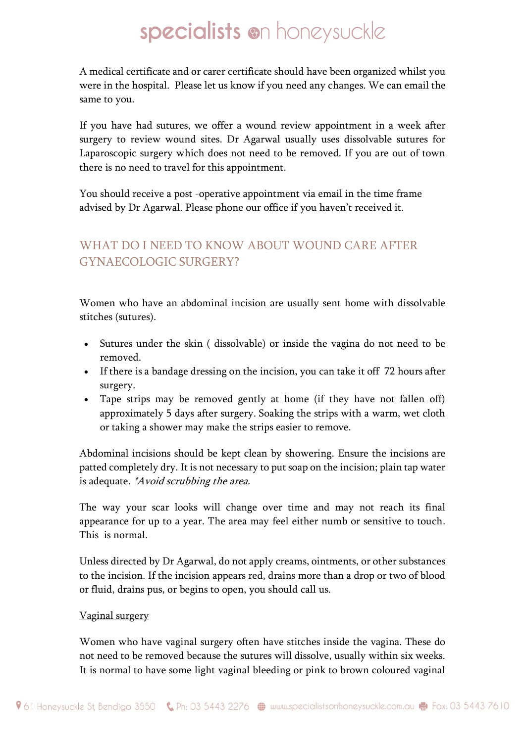A medical certificate and or carer certificate should have been organized whilst you were in the hospital. Please let us know if you need any changes. We can email the same to you.

If you have had sutures, we offer a wound review appointment in a week after surgery to review wound sites. Dr Agarwal usually uses dissolvable sutures for Laparoscopic surgery which does not need to be removed. If you are out of town there is no need to travel for this appointment.

You should receive a post -operative appointment via email in the time frame advised by Dr Agarwal. Please phone our office if you haven't received it.

## WHAT DO I NEED TO KNOW ABOUT WOUND CARE AFTER GYNAECOLOGIC SURGERY?

Women who have an abdominal incision are usually sent home with dissolvable stitches (sutures).

- Sutures under the skin ( dissolvable) or inside the vagina do not need to be removed.
- If there is a bandage dressing on the incision, you can take it off 72 hours after surgery.
- Tape strips may be removed gently at home (if they have not fallen off) approximately 5 days after surgery. Soaking the strips with a warm, wet cloth or taking a shower may make the strips easier to remove.

Abdominal incisions should be kept clean by showering. Ensure the incisions are patted completely dry. It is not necessary to put soap on the incision; plain tap water is adequate. *\*Avoid scrubbing the area.*

The way your scar looks will change over time and may not reach its final appearance for up to a year. The area may feel either numb or sensitive to touch. This is normal.

Unless directed by Dr Agarwal, do not apply creams, ointments, or other substances to the incision. If the incision appears red, drains more than a drop or two of blood or fluid, drains pus, or begins to open, you should call us.

<u>Vaginal surgery</u>

Women who have vaginal surgery often have stitches inside the vagina. These do not need to be removed because the sutures will dissolve, usually within six weeks. It is normal to have some light vaginal bleeding or pink to brown coloured vaginal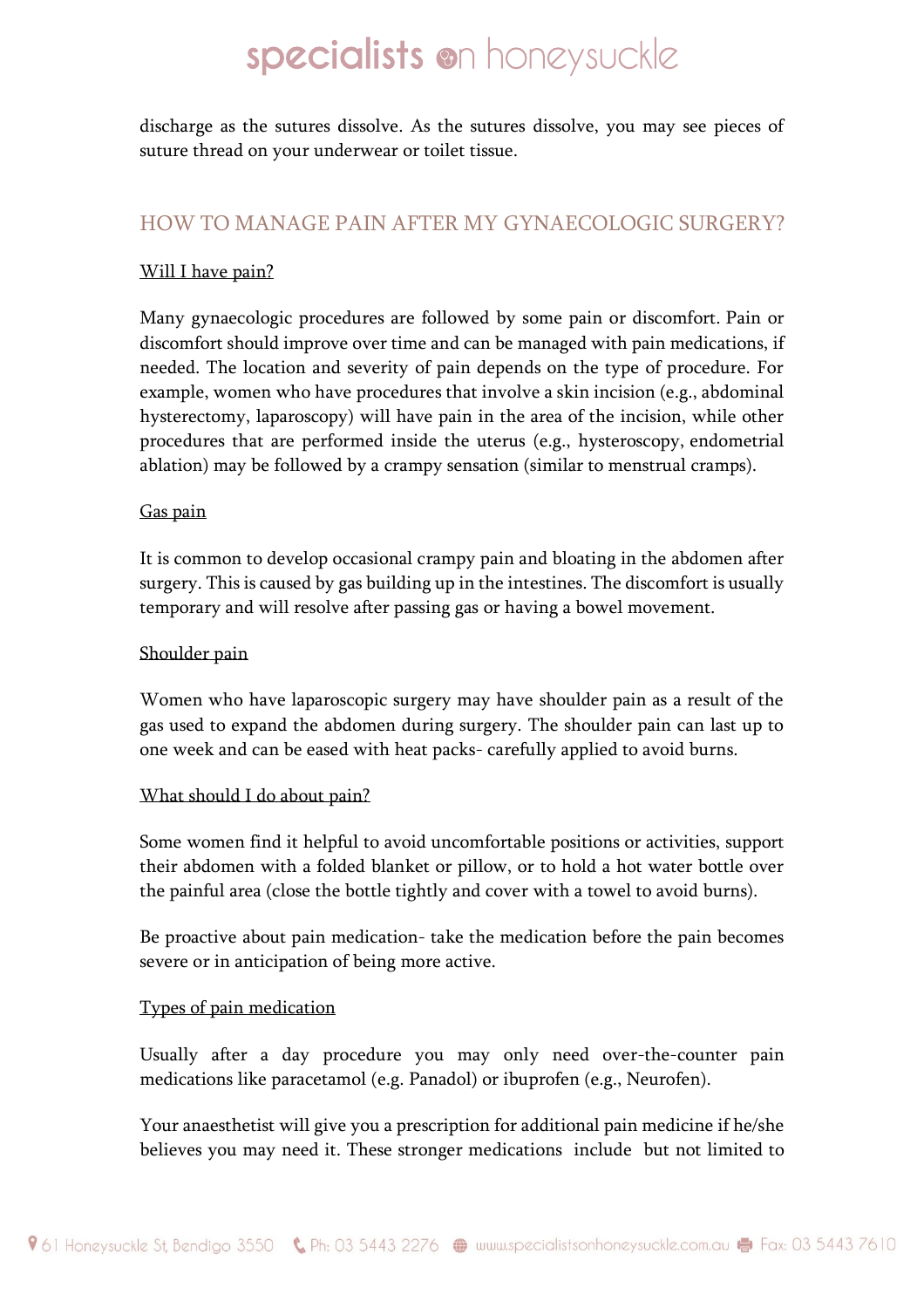discharge as the sutures dissolve. As the sutures dissolve, you may see pieces of suture thread on your underwear or toilet tissue.

## HOW TO MANAGE PAIN AFTER MY GYNAECOLOGIC SURGERY?

Will I have pain?

Many gynaecologic procedures are followed by some pain or discomfort. Pain or discomfort should improve over time and can be managed with pain medications, if needed. The location and severity of pain depends on the type of procedure. For example, women who have procedures that involve a skin incision (e.g., abdominal hysterectomy, laparoscopy) will have pain in the area of the incision, while other procedures that are performed inside the uterus (e.g., hysteroscopy, endometrial ablation) may be followed by a crampy sensation (similar to menstrual cramps).

Gas pain

It is common to develop occasional crampy pain and bloating in the abdomen after surgery. This is caused by gas building up in the intestines. The discomfort is usually temporary and will resolve after passing gas or having a bowel movement.

Shoulder pain

Women who have laparoscopic surgery may have shoulder pain as a result of the gas used to expand the abdomen during surgery. The shoulder pain can last up to one week and can be eased with heat packs- carefully applied to avoid burns.

What should I do about pain?

Some women find it helpful to avoid uncomfortable positions or activities, support their abdomen with a folded blanket or pillow, or to hold a hot water bottle over the painful area (close the bottle tightly and cover with a towel to avoid burns).

Be proactive about pain medication- take the medication before the pain becomes severe or in anticipation of being more active.

Types of pain medication

Usually after a day procedure you may only need over-the-counter pain medications like paracetamol (e.g. Panadol) or ibuprofen (e.g., Neurofen).

Your anaesthetist will give you a prescription for additional pain medicine if he/she believes you may need it. These stronger medications include but not limited to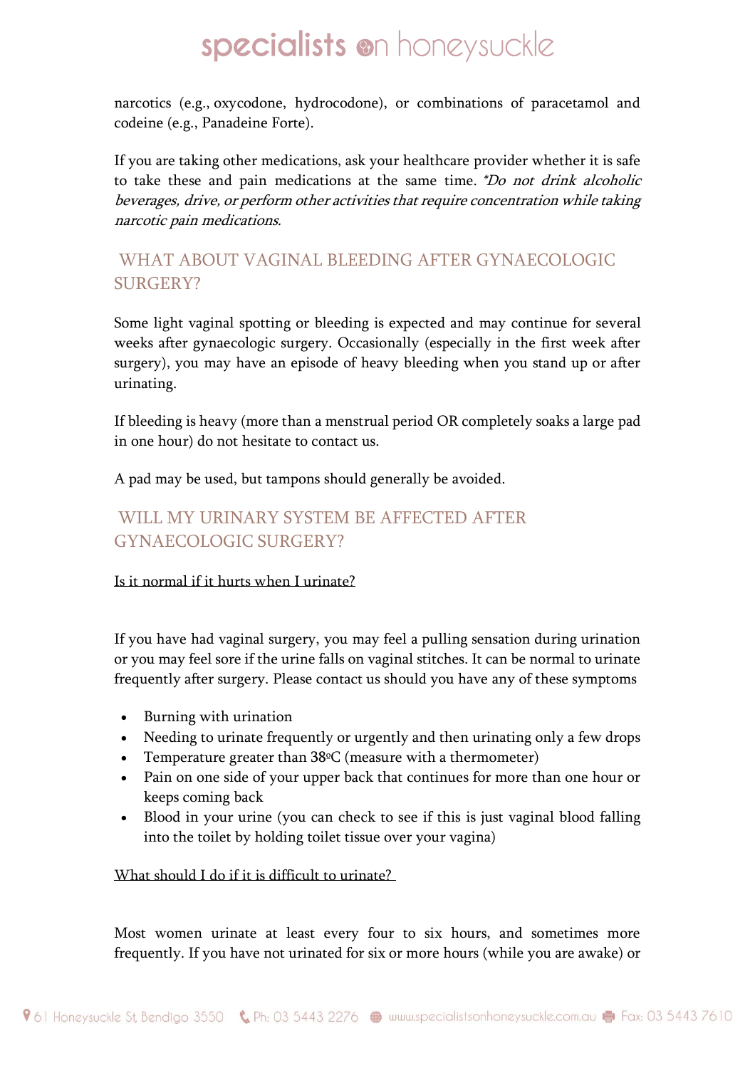narcotics (e.g., oxycodone, hydrocodone), or combinations of paracetamol and codeine (e.g., Panadeine Forte).

If you are taking other medications, ask your healthcare provider whether it is safe to take these and pain medications at the same time. *\*Do not drink alcoholic beverages, drive, or perform other activities that require concentration while taking narcotic pain medications.*

## WHAT ABOUT VAGINAL BLEEDING AFTER GYNAECOLOGIC SURGERY?

Some light vaginal spotting or bleeding is expected and may continue for several weeks after gynaecologic surgery. Occasionally (especially in the first week after surgery), you may have an episode of heavy bleeding when you stand up or after urinating.

If bleeding is heavy (more than a menstrual period OR completely soaks a large pad in one hour) do not hesitate to contact us.

A pad may be used, but tampons should generally be avoided.

## WILL MY URINARY SYSTEM BE AFFECTED AFTER GYNAECOLOGIC SURGERY?

<u>Is it normal if it hurts when I urinate?</u>

If you have had vaginal surgery, you may feel a pulling sensation during urination or you may feel sore if the urine falls on vaginal stitches. It can be normal to urinate frequently after surgery. Please contact us should you have any of these symptoms

- Burning with urination
- Needing to urinate frequently or urgently and then urinating only a few drops
- Temperature greater than 38ºC (measure with a thermometer)
- Pain on one side of your upper back that continues for more than one hour or keeps coming back
- Blood in your urine (you can check to see if this is just vaginal blood falling into the toilet by holding toilet tissue over your vagina)

<u>What should I do if it is difficult to urinate?</u>

Most women urinate at least every four to six hours, and sometimes more frequently. If you have not urinated for six or more hours (while you are awake) or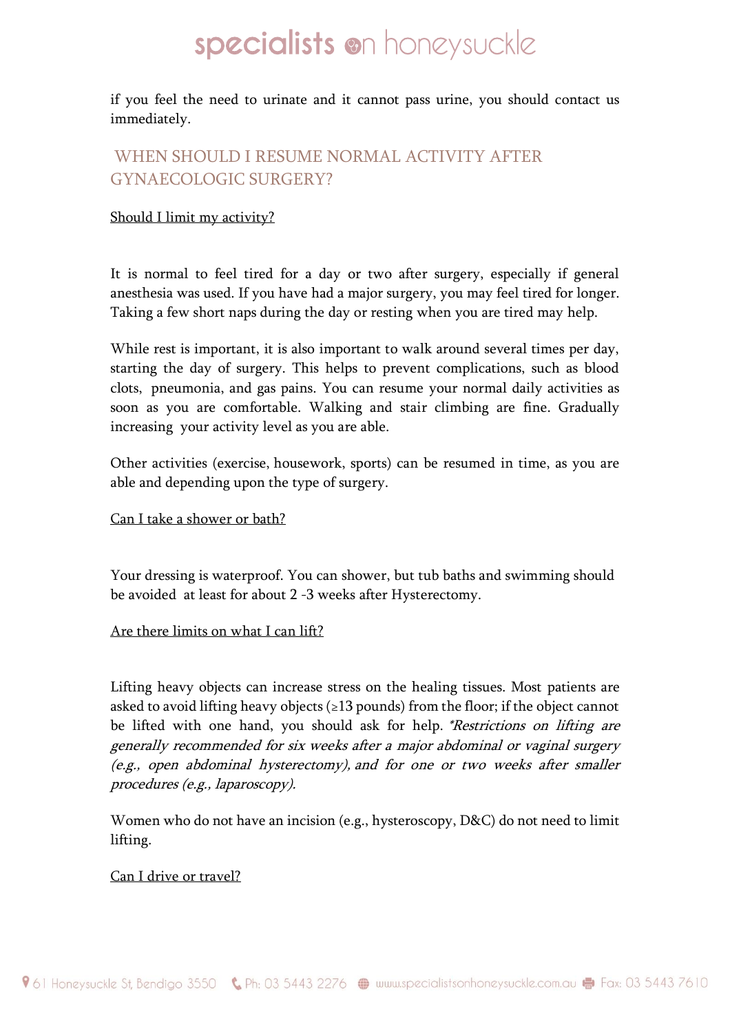if you feel the need to urinate and it cannot pass urine, you should contact us immediately.

## WHEN SHOULD I RESUME NORMAL ACTIVITY AFTER GYNAECOLOGIC SURGERY?

Should I limit my activity?

It is normal to feel tired for a day or two after surgery, especially if general anesthesia was used. If you have had a major surgery, you may feel tired for longer. Taking a few short naps during the day or resting when you are tired may help.

While rest is important, it is also important to walk around several times per day, starting the day of surgery. This helps to prevent complications, such as blood clots, pneumonia, and gas pains. You can resume your normal daily activities as soon as you are comfortable. Walking and stair climbing are fine. Gradually increasing your activity level as you are able.

Other activities (exercise, housework, sports) can be resumed in time, as you are able and depending upon the type of surgery.

Can I take a shower or bath?

Your dressing is waterproof. You can shower, but tub baths and swimming should be avoided at least for about 2 -3 weeks after Hysterectomy.

Are there limits on what I can lift?

Lifting heavy objects can increase stress on the healing tissues. Most patients are asked to avoid lifting heavy objects (≥13 pounds) from the floor; if the object cannot be lifted with one hand, you should ask for help. *\*Restrictions on lifting are generally recommended for six weeks after a major abdominal or vaginal surgery (e.g., open abdominal hysterectomy), and for one or two weeks after smaller procedures (e.g., laparoscopy).*

Women who do not have an incision (e.g., hysteroscopy, D&C) do not need to limit lifting.

Can I drive or travel?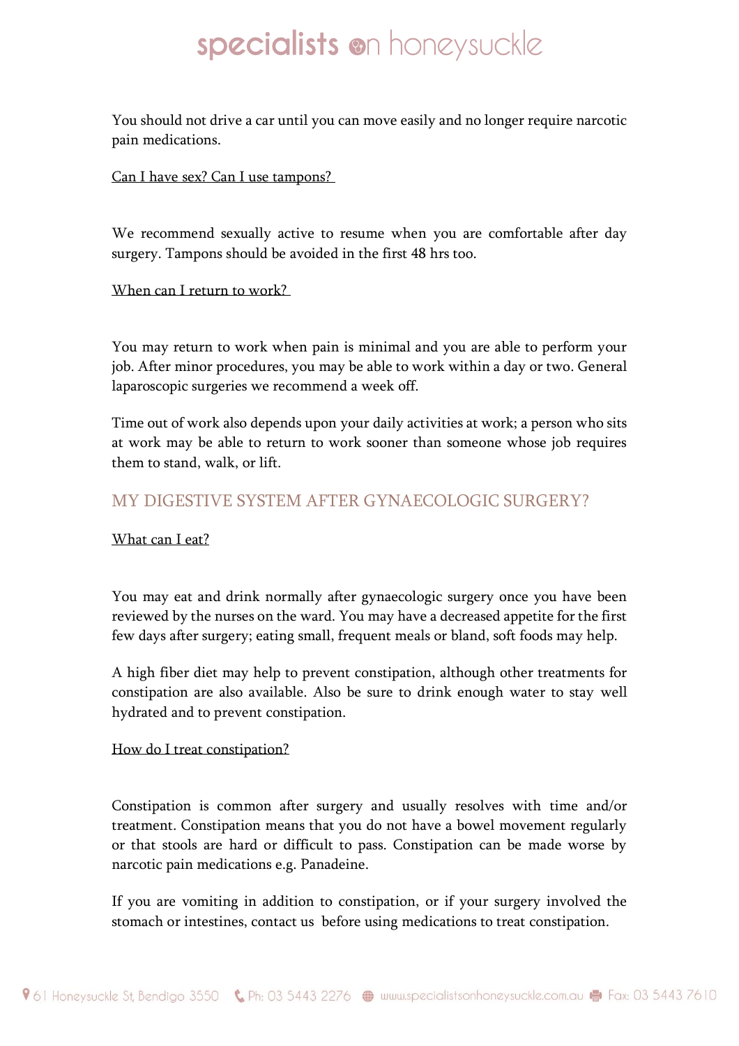You should not drive a car until you can move easily and no longer require narcotic pain medications.

Can I have sex? Can I use tampons?

We recommend sexually active to resume when you are comfortable after day surgery. Tampons should be avoided in the first 48 hrs too.

When can I return to work?

You may return to work when pain is minimal and you are able to perform your job. After minor procedures, you may be able to work within a day or two. General laparoscopic surgeries we recommend a week off.

Time out of work also depends upon your daily activities at work; a person who sits at work may be able to return to work sooner than someone whose job requires them to stand, walk, or lift.

## MY DIGESTIVE SYSTEM AFTER GYNAECOLOGIC SURGERY?

What can I eat?

You may eat and drink normally after gynaecologic surgery once you have been reviewed by the nurses on the ward. You may have a decreased appetite for the first few days after surgery; eating small, frequent meals or bland, soft foods may help.

A high fiber diet may help to prevent constipation, although other treatments for constipation are also available. Also be sure to drink enough water to stay well hydrated and to prevent constipation.

How do I treat constipation?

Constipation is common after surgery and usually resolves with time and/or treatment. Constipation means that you do not have a bowel movement regularly or that stools are hard or difficult to pass. Constipation can be made worse by narcotic pain medications e.g. Panadeine.

If you are vomiting in addition to constipation, or if your surgery involved the stomach or intestines, contact us before using medications to treat constipation.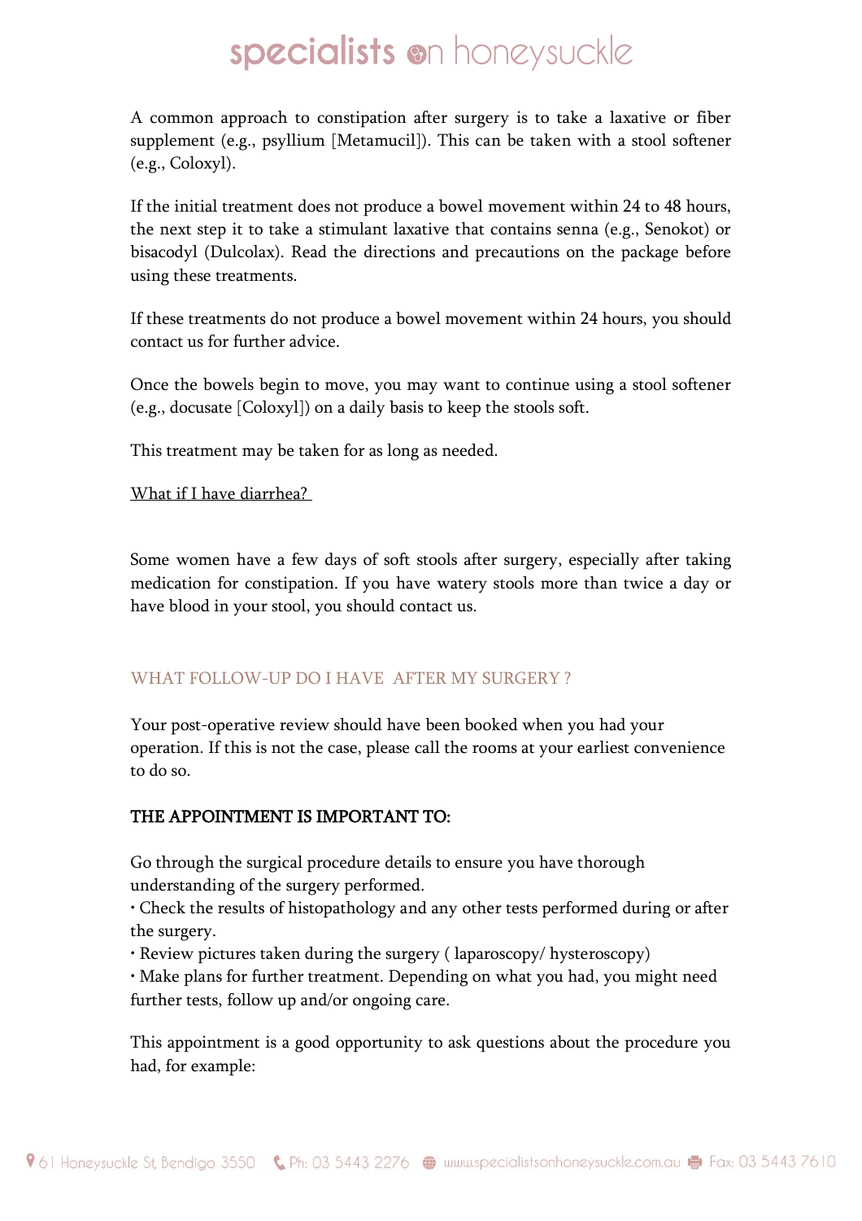A common approach to constipation after surgery is to take a laxative or fiber supplement (e.g., psyllium [Metamucil]). This can be taken with a stool softener (e.g., Coloxyl).

If the initial treatment does not produce a bowel movement within 24 to 48 hours, the next step it to take a stimulant laxative that contains senna (e.g., Senokot) or bisacodyl (Dulcolax). Read the directions and precautions on the package before using these treatments.

If these treatments do not produce a bowel movement within 24 hours, you should contact us for further advice.

Once the bowels begin to move, you may want to continue using a stool softener (e.g., docusate [Coloxyl]) on a daily basis to keep the stools soft.

This treatment may be taken for as long as needed.

<u>What if I have diarrhea?</u>

Some women have a few days of soft stools after surgery, especially after taking medication for constipation. If you have watery stools more than twice a day or have blood in your stool, you should contact us.

## WHAT FOLLOW-UP DO I HAVE AFTER MY SURGERY ?

Your post-operative review should have been booked when you had your operation. If this is not the case, please call the rooms at your earliest convenience to do so.

**THE APPOINTMENT IS IMPORTANT TO:**

Go through the surgical procedure details to ensure you have thorough understanding of the surgery performed.
- Check the results of histopathology and any other tests performed during or after the surgery.
- Review pictures taken during the surgery ( laparoscopy/ hysteroscopy)
- Make plans for further treatment. Depending on what you had, you might need further tests, follow up and/or ongoing care.

This appointment is a good opportunity to ask questions about the procedure you had, for example: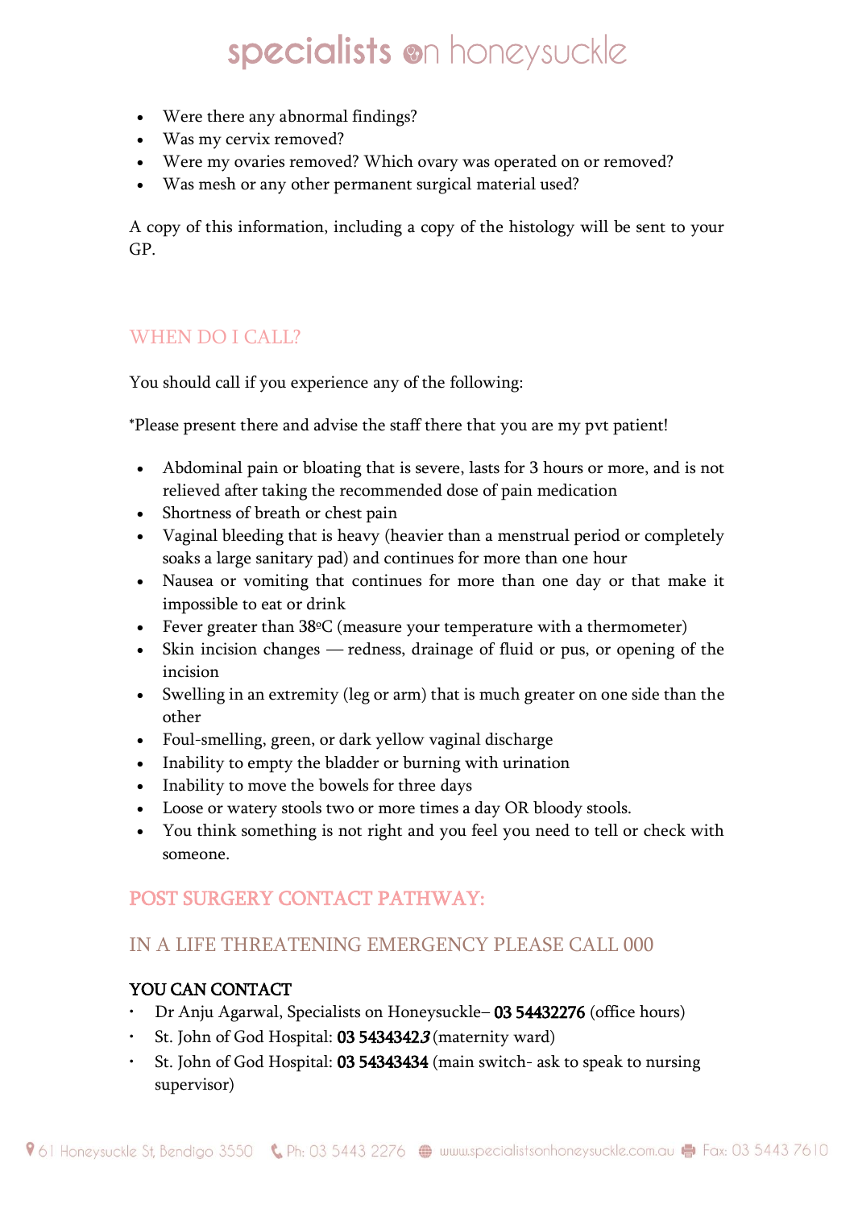- Were there any abnormal findings?
- Was my cervix removed?
- Were my ovaries removed? Which ovary was operated on or removed?
- Was mesh or any other permanent surgical material used?

A copy of this information, including a copy of the histology will be sent to your GP.

## WHEN DO I CALL?

You should call if you experience any of the following:

*Please present there and advise the staff there that you are my pvt patient!

- Abdominal pain or bloating that is severe, lasts for 3 hours or more, and is not relieved after taking the recommended dose of pain medication
- Shortness of breath or chest pain
- Vaginal bleeding that is heavy (heavier than a menstrual period or completely soaks a large sanitary pad) and continues for more than one hour
- Nausea or vomiting that continues for more than one day or that make it impossible to eat or drink
- Fever greater than 38ºC (measure your temperature with a thermometer)
- Skin incision changes — redness, drainage of fluid or pus, or opening of the incision
- Swelling in an extremity (leg or arm) that is much greater on one side than the other
- Foul-smelling, green, or dark yellow vaginal discharge
- Inability to empty the bladder or burning with urination
- Inability to move the bowels for three days
- Loose or watery stools two or more times a day OR bloody stools.
- You think something is not right and you feel you need to tell or check with someone.

## POST SURGERY CONTACT PATHWAY:

## IN A LIFE THREATENING EMERGENCY PLEASE CALL 000

**YOU CAN CONTACT**

- Dr Anju Agarwal, Specialists on Honeysuckle– **03 54432276** (office hours)
- St. John of God Hospital: **03 5434342*3*** (maternity ward)
- St. John of God Hospital: **03 54343434** (main switch- ask to speak to nursing supervisor)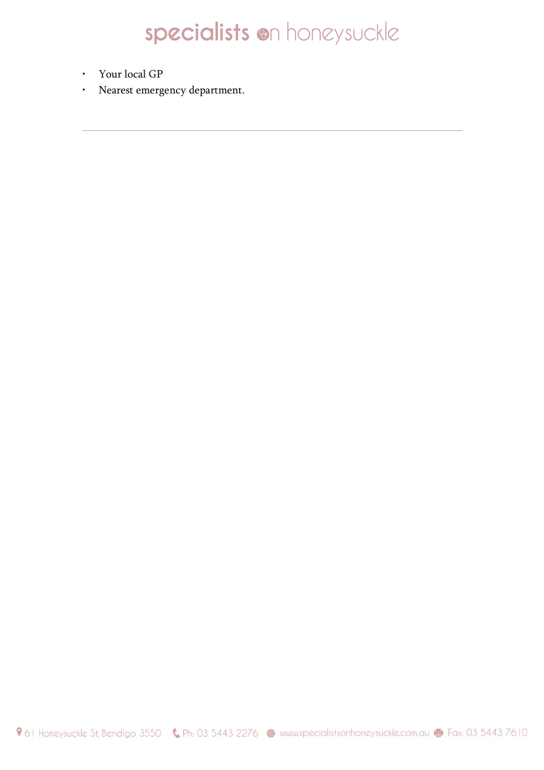- Your local GP
- Nearest emergency department.

---